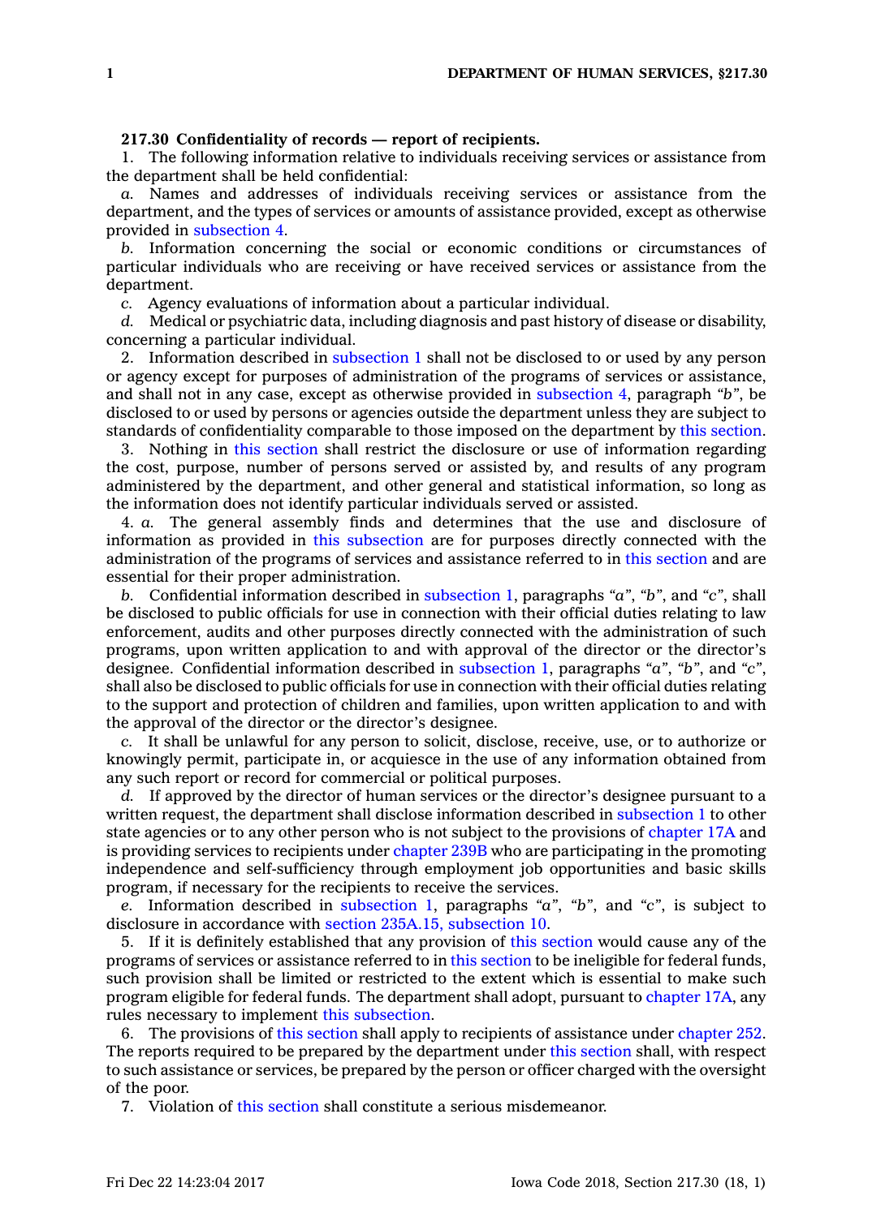**217.30 Confidentiality of records — report of recipients.**

1. The following information relative to individuals receiving services or assistance from the department shall be held confidential:

*a.* Names and addresses of individuals receiving services or assistance from the department, and the types of services or amounts of assistance provided, except as otherwise provided in subsection 4.

*b.* Information concerning the social or economic conditions or circumstances of particular individuals who are receiving or have received services or assistance from the department.

*c.* Agency evaluations of information about a particular individual.

*d.* Medical or psychiatric data, including diagnosis and past history of disease or disability, concerning a particular individual.

2. Information described in subsection 1 shall not be disclosed to or used by any person or agency except for purposes of administration of the programs of services or assistance, and shall not in any case, except as otherwise provided in subsection 4, paragraph *"b"*, be disclosed to or used by persons or agencies outside the department unless they are subject to standards of confidentiality comparable to those imposed on the department by this section.

3. Nothing in this section shall restrict the disclosure or use of information regarding the cost, purpose, number of persons served or assisted by, and results of any program administered by the department, and other general and statistical information, so long as the information does not identify particular individuals served or assisted.

4. *a.* The general assembly finds and determines that the use and disclosure of information as provided in this subsection are for purposes directly connected with the administration of the programs of services and assistance referred to in this section and are essential for their proper administration.

*b.* Confidential information described in subsection 1, paragraphs *"a"*, *"b"*, and *"c"*, shall be disclosed to public officials for use in connection with their official duties relating to law enforcement, audits and other purposes directly connected with the administration of such programs, upon written application to and with approval of the director or the director's designee. Confidential information described in subsection 1, paragraphs *"a"*, *"b"*, and *"c"*, shall also be disclosed to public officials for use in connection with their official duties relating to the support and protection of children and families, upon written application to and with the approval of the director or the director's designee.

*c.* It shall be unlawful for any person to solicit, disclose, receive, use, or to authorize or knowingly permit, participate in, or acquiesce in the use of any information obtained from any such report or record for commercial or political purposes.

*d.* If approved by the director of human services or the director's designee pursuant to a written request, the department shall disclose information described in subsection 1 to other state agencies or to any other person who is not subject to the provisions of chapter 17A and is providing services to recipients under chapter 239B who are participating in the promoting independence and self-sufficiency through employment job opportunities and basic skills program, if necessary for the recipients to receive the services.

*e.* Information described in subsection 1, paragraphs *"a"*, *"b"*, and *"c"*, is subject to disclosure in accordance with section 235A.15, subsection 10.

5. If it is definitely established that any provision of this section would cause any of the programs of services or assistance referred to in this section to be ineligible for federal funds, such provision shall be limited or restricted to the extent which is essential to make such program eligible for federal funds. The department shall adopt, pursuant to chapter 17A, any rules necessary to implement this subsection.

6. The provisions of this section shall apply to recipients of assistance under chapter 252. The reports required to be prepared by the department under this section shall, with respect to such assistance or services, be prepared by the person or officer charged with the oversight of the poor.

7. Violation of this section shall constitute a serious misdemeanor.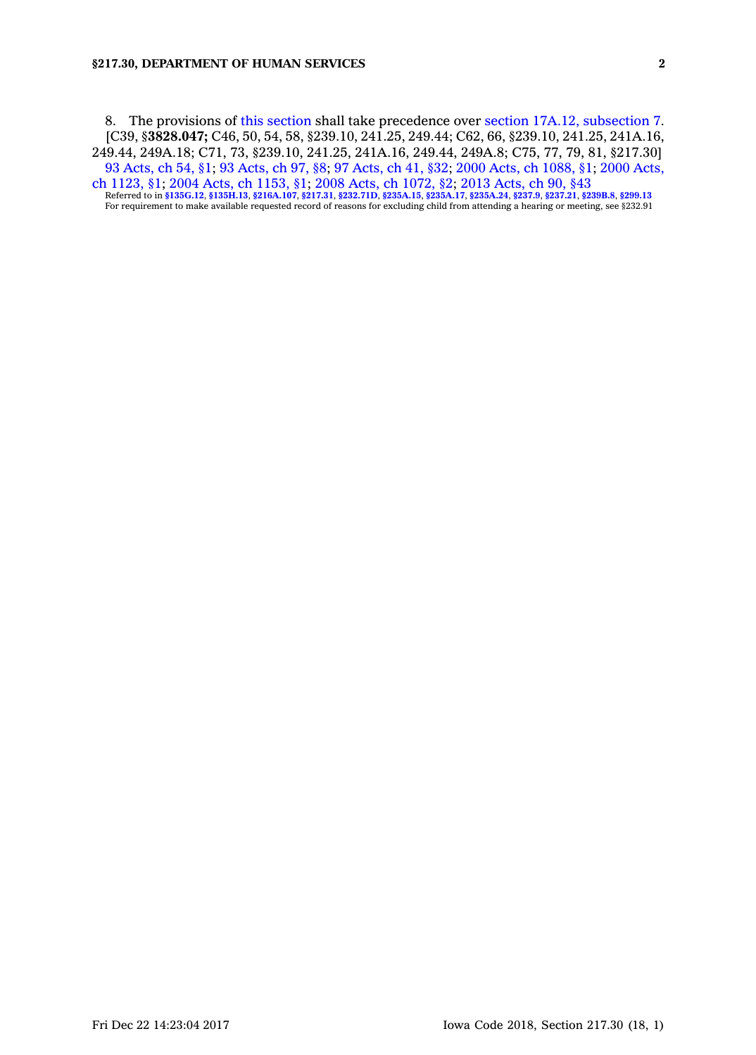8. The provisions of this section shall take precedence over section 17A.12, subsection 7.

[C39, §**3828.047;** C46, 50, 54, 58, §239.10, 241.25, 249.44; C62, 66, §239.10, 241.25, 241A.16, 249.44, 249A.18; C71, 73, §239.10, 241.25, 241A.16, 249.44, 249A.8; C75, 77, 79, 81, §217.30]

93 Acts, ch 54, §1; 93 Acts, ch 97, §8; 97 Acts, ch 41, §32; 2000 Acts, ch 1088, §1; 2000 Acts, ch 1123, §1; 2004 Acts, ch 1153, §1; 2008 Acts, ch 1072, §2; 2013 Acts, ch 90, §43

Referred to in **§135G.12**, **§135H.13**, **§216A.107**, **§217.31**, **§232.71D**, **§235A.15**, **§235A.17**, **§235A.24**, **§237.9**, **§237.21**, **§239B.8**, **§299.13**

For requirement to make available requested record of reasons for excluding child from attending a hearing or meeting, see §232.91